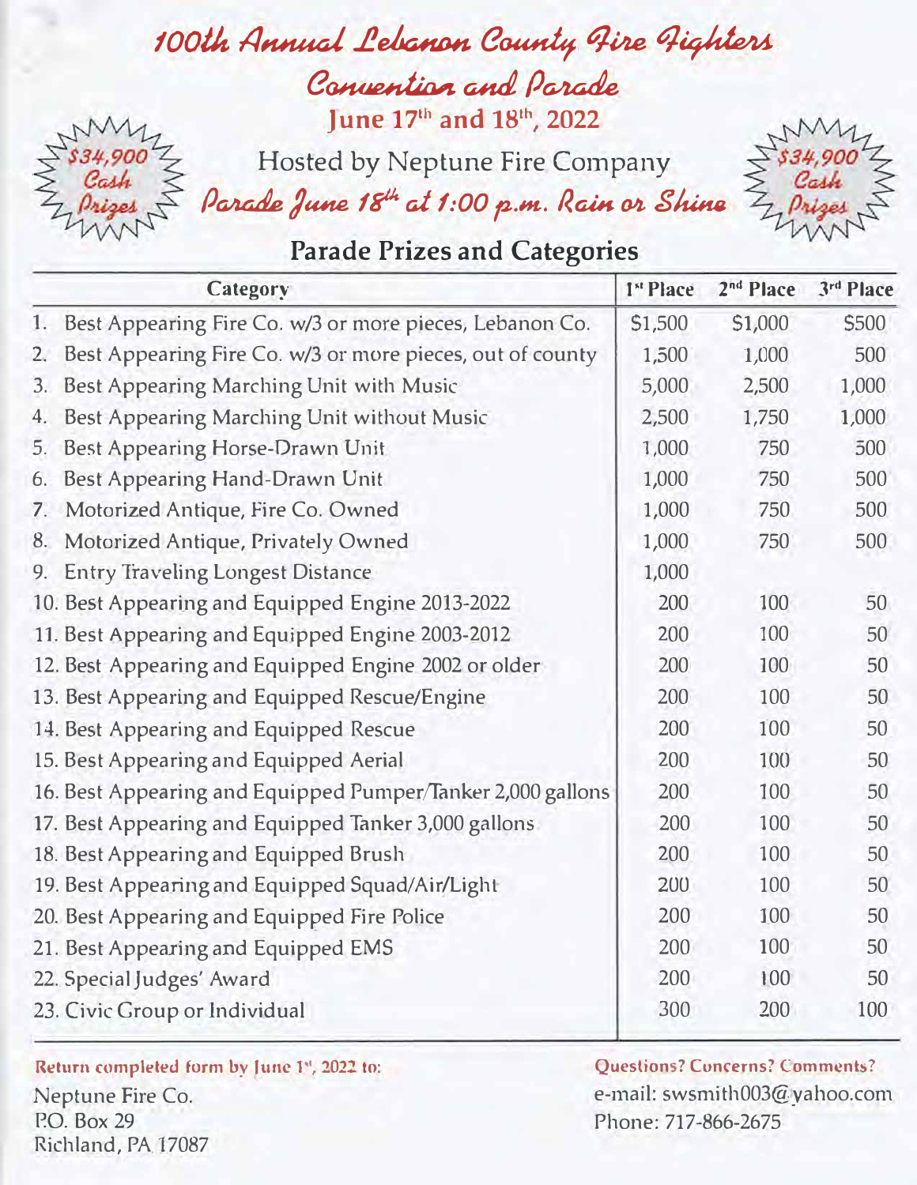# 100th Annual Lebanon County Fire Fighters Convention and Parade

**June 17th and 18th, 2022**

$34,900 Cash Prizes

Hosted by Neptune Fire Company

*Parade June 18th at 1:00 p.m. Rain or Shine*

$34,900 Cash Prizes

## Parade Prizes and Categories

| Category | 1st Place | 2nd Place | 3rd Place |
|---|---|---|---|
| 1. Best Appearing Fire Co. w/3 or more pieces, Lebanon Co. | $1,500 | $1,000 | $500 |
| 2. Best Appearing Fire Co. w/3 or more pieces, out of county | 1,500 | 1,000 | 500 |
| 3. Best Appearing Marching Unit with Music | 5,000 | 2,500 | 1,000 |
| 4. Best Appearing Marching Unit without Music | 2,500 | 1,750 | 1,000 |
| 5. Best Appearing Horse-Drawn Unit | 1,000 | 750 | 500 |
| 6. Best Appearing Hand-Drawn Unit | 1,000 | 750 | 500 |
| 7. Motorized Antique, Fire Co. Owned | 1,000 | 750 | 500 |
| 8. Motorized Antique, Privately Owned | 1,000 | 750 | 500 |
| 9. Entry Traveling Longest Distance | 1,000 | | |
| 10. Best Appearing and Equipped Engine 2013-2022 | 200 | 100 | 50 |
| 11. Best Appearing and Equipped Engine 2003-2012 | 200 | 100 | 50 |
| 12. Best Appearing and Equipped Engine 2002 or older | 200 | 100 | 50 |
| 13. Best Appearing and Equipped Rescue/Engine | 200 | 100 | 50 |
| 14. Best Appearing and Equipped Rescue | 200 | 100 | 50 |
| 15. Best Appearing and Equipped Aerial | 200 | 100 | 50 |
| 16. Best Appearing and Equipped Pumper/Tanker 2,000 gallons | 200 | 100 | 50 |
| 17. Best Appearing and Equipped Tanker 3,000 gallons | 200 | 100 | 50 |
| 18. Best Appearing and Equipped Brush | 200 | 100 | 50 |
| 19. Best Appearing and Equipped Squad/Air/Light | 200 | 100 | 50 |
| 20. Best Appearing and Equipped Fire Police | 200 | 100 | 50 |
| 21. Best Appearing and Equipped EMS | 200 | 100 | 50 |
| 22. Special Judges' Award | 200 | 100 | 50 |
| 23. Civic Group or Individual | 300 | 200 | 100 |

**Return completed form by June 1st, 2022 to:**

Neptune Fire Co.
P.O. Box 29
Richland, PA 17087

**Questions? Concerns? Comments?**

e-mail: swsmith003@yahoo.com
Phone: 717-866-2675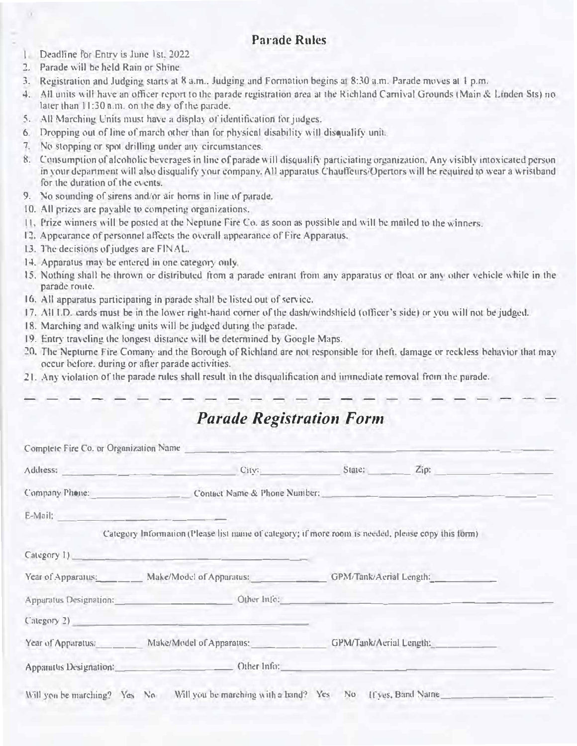## Parade Rules

1. Deadline for Entry is June 1st, 2022
2. Parade will be held Rain or Shine
3. Registration and Judging starts at 8 a.m.. Judging and Formation begins at 8:30 a.m. Parade moves at 1 p.m.
4. All units will have an officer report to the parade registration area at the Richland Carnival Grounds (Main & Linden Sts) no later than 11:30 a.m. on the day of the parade.
5. All Marching Units must have a display of identification for judges.
6. Dropping out of line of march other than for physical disability will disqualify unit.
7. No stopping or spot drilling under any circumstances.
8. Consumption of alcoholic beverages in line of parade will disqualify particiating organization. Any visibly intoxicated person in your department will also disqualify your company. All apparatus Chauffeurs/Opertors will be required to wear a wristband for the duration of the events.
9. No sounding of sirens and/or air horns in line of parade.
10. All prizes are payable to competing organizations.
11. Prize winners will be posted at the Neptune Fire Co. as soon as possible and will be mailed to the winners.
12. Appearance of personnel affects the overall appearance of Fire Apparatus.
13. The decisions of judges are FINAL.
14. Apparatus may be entered in one category only.
15. Nothing shall be thrown or distributed from a parade entrant from any apparatus or float or any other vehicle while in the parade route.
16. All apparatus participating in parade shall be listed out of service.
17. All I.D. cards must be in the lower right-hand corner of the dash/windshield (officer's side) or you will not be judged.
18. Marching and walking units will be judged during the parade.
19. Entry traveling the longest distance will be determined by Google Maps.
20. The Nepturne Fire Comany and the Borough of Richland are not responsible for theft, damage or reckless behavior that may occur before, during or after parade activities.
21. Any violation of the parade rules shall result in the disqualification and immediate removal from the parade.

---

# *Parade Registration Form*

Complete Fire Co. or Organization Name ______________________________

Address: ______________________ City: ____________ State: ______ Zip: ____________

Company Phone: ______________ Contact Name & Phone Number: ______________________

E-Mail: ______________________

Category Information (Please list name of category; if more room is needed, please copy this form)

Category 1) ______________________

Year of Apparatus: ________ Make/Model of Apparatus: ____________ GPM/Tank/Aerial Length: ____________

Apparatus Designation: ______________ Other Info: ______________________

Category 2) ______________________

Year of Apparatus: ________ Make/Model of Apparatus: ____________ GPM/Tank/Aerial Length: ____________

Apparatus Designation: ______________ Other Info: ______________________

Will you be marching? Yes No  Will you be marching with a band? Yes No  If yes, Band Name ______________